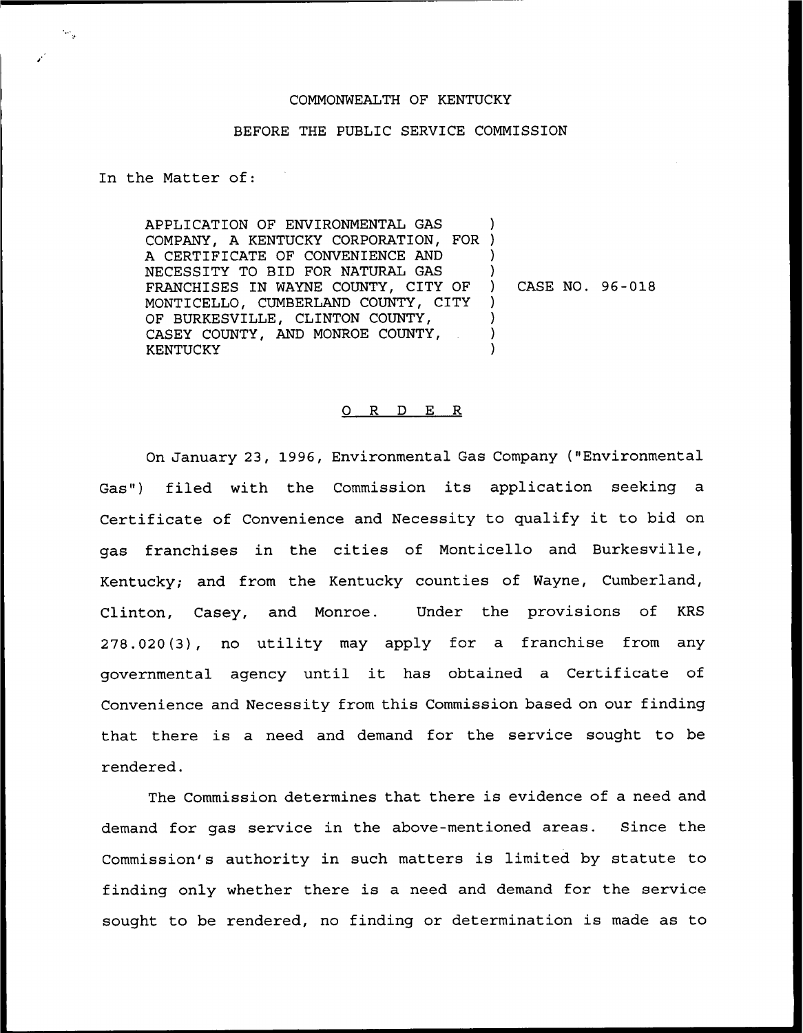COMMONWEALTH OF KENTUCKY

BEFORE THE PUBLIC SERVICE COMMISSION

In the Matter of:

| | | |
|---|---|---|
| APPLICATION OF ENVIRONMENTAL GAS COMPANY, A KENTUCKY CORPORATION, FOR A CERTIFICATE OF CONVENIENCE AND NECESSITY TO BID FOR NATURAL GAS FRANCHISES IN WAYNE COUNTY, CITY OF MONTICELLO, CUMBERLAND COUNTY, CITY OF BURKESVILLE, CLINTON COUNTY, CASEY COUNTY, AND MONROE COUNTY, KENTUCKY | ) | CASE NO. 96-018 |

## O R D E R

On January 23, 1996, Environmental Gas Company ("Environmental Gas") filed with the Commission its application seeking a Certificate of Convenience and Necessity to qualify it to bid on gas franchises in the cities of Monticello and Burkesville, Kentucky; and from the Kentucky counties of Wayne, Cumberland, Clinton, Casey, and Monroe. Under the provisions of KRS 278.020(3), no utility may apply for a franchise from any governmental agency until it has obtained a Certificate of Convenience and Necessity from this Commission based on our finding that there is a need and demand for the service sought to be rendered.

The Commission determines that there is evidence of a need and demand for gas service in the above-mentioned areas. Since the Commission's authority in such matters is limited by statute to finding only whether there is a need and demand for the service sought to be rendered, no finding or determination is made as to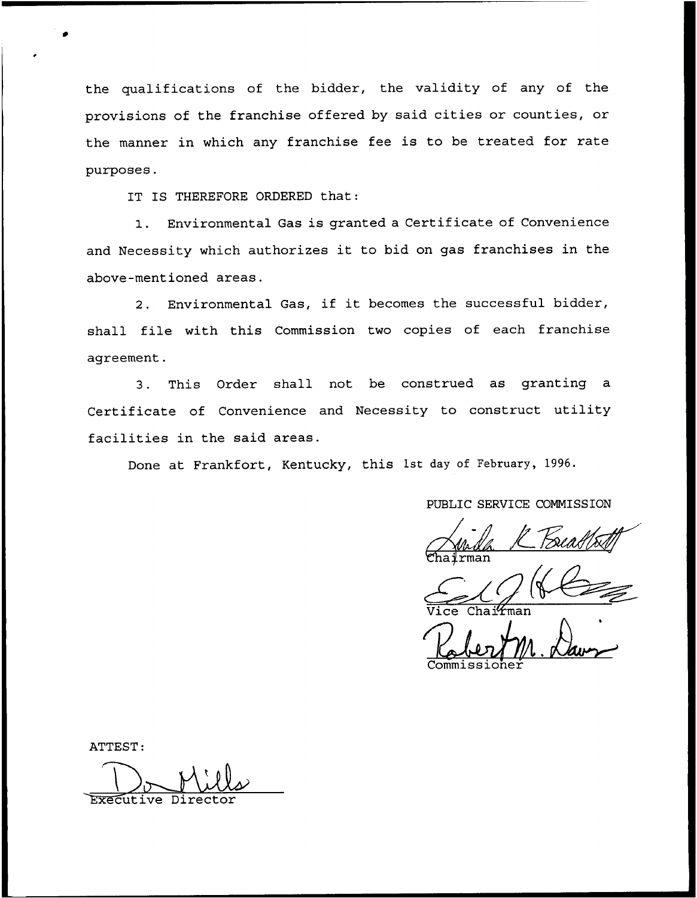the qualifications of the bidder, the validity of any of the provisions of the franchise offered by said cities or counties, or the manner in which any franchise fee is to be treated for rate purposes.

IT IS THEREFORE ORDERED that:

1. Environmental Gas is granted a Certificate of Convenience and Necessity which authorizes it to bid on gas franchises in the above-mentioned areas.

2. Environmental Gas, if it becomes the successful bidder, shall file with this Commission two copies of each franchise agreement.

3. This Order shall not be construed as granting a Certificate of Convenience and Necessity to construct utility facilities in the said areas.

Done at Frankfort, Kentucky, this 1st day of February, 1996.

PUBLIC SERVICE COMMISSION

Chairman

Vice Chairman

Commissioner

ATTEST:

Executive Director